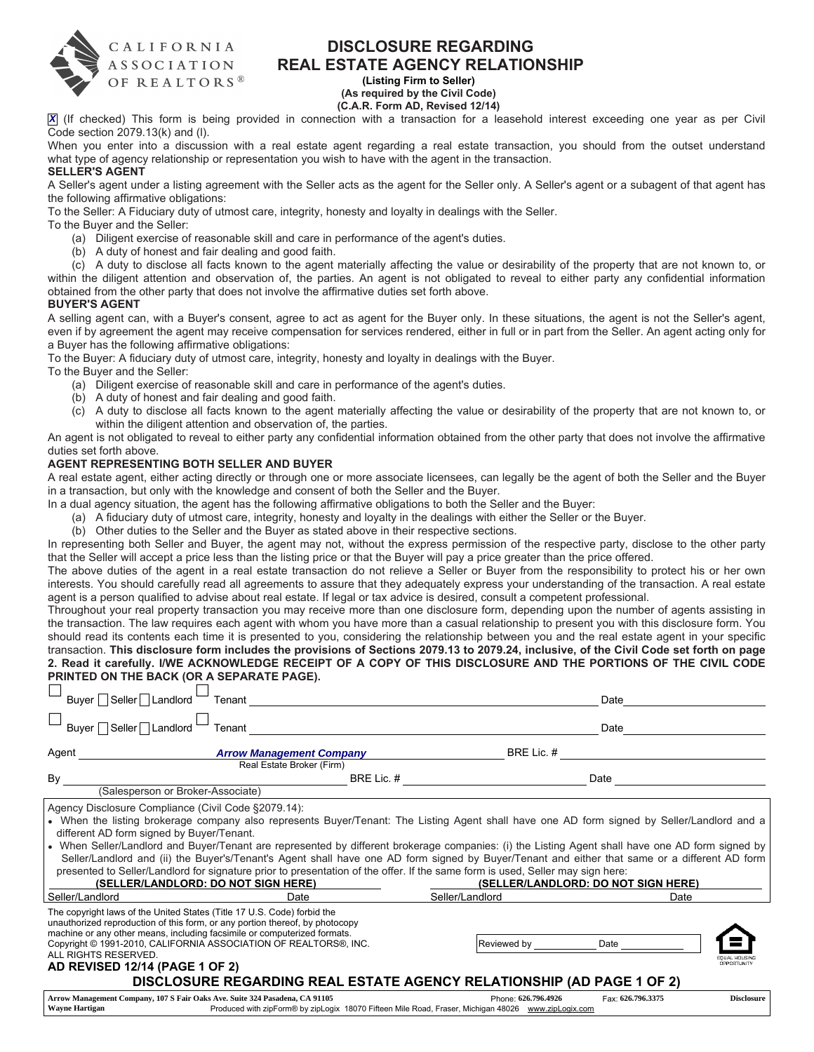CALIFORNIA ASSOCIATION OF REALTORS®

# DISCLOSURE REGARDING REAL ESTATE AGENCY RELATIONSHIP

**(Listing Firm to Seller)**
**(As required by the Civil Code)**
**(C.A.R. Form AD, Revised 12/14)**

[X] (If checked) This form is being provided in connection with a transaction for a leasehold interest exceeding one year as per Civil Code section 2079.13(k) and (l).

When you enter into a discussion with a real estate agent regarding a real estate transaction, you should from the outset understand what type of agency relationship or representation you wish to have with the agent in the transaction.

**SELLER'S AGENT**

A Seller's agent under a listing agreement with the Seller acts as the agent for the Seller only. A Seller's agent or a subagent of that agent has the following affirmative obligations:

To the Seller: A Fiduciary duty of utmost care, integrity, honesty and loyalty in dealings with the Seller.

To the Buyer and the Seller:

(a) Diligent exercise of reasonable skill and care in performance of the agent's duties.
(b) A duty of honest and fair dealing and good faith.
(c) A duty to disclose all facts known to the agent materially affecting the value or desirability of the property that are not known to, or within the diligent attention and observation of, the parties. An agent is not obligated to reveal to either party any confidential information obtained from the other party that does not involve the affirmative duties set forth above.

**BUYER'S AGENT**

A selling agent can, with a Buyer's consent, agree to act as agent for the Buyer only. In these situations, the agent is not the Seller's agent, even if by agreement the agent may receive compensation for services rendered, either in full or in part from the Seller. An agent acting only for a Buyer has the following affirmative obligations:

To the Buyer: A fiduciary duty of utmost care, integrity, honesty and loyalty in dealings with the Buyer.

To the Buyer and the Seller:

(a) Diligent exercise of reasonable skill and care in performance of the agent's duties.
(b) A duty of honest and fair dealing and good faith.
(c) A duty to disclose all facts known to the agent materially affecting the value or desirability of the property that are not known to, or within the diligent attention and observation of, the parties.

An agent is not obligated to reveal to either party any confidential information obtained from the other party that does not involve the affirmative duties set forth above.

**AGENT REPRESENTING BOTH SELLER AND BUYER**

A real estate agent, either acting directly or through one or more associate licensees, can legally be the agent of both the Seller and the Buyer in a transaction, but only with the knowledge and consent of both the Seller and the Buyer.

In a dual agency situation, the agent has the following affirmative obligations to both the Seller and the Buyer:

(a) A fiduciary duty of utmost care, integrity, honesty and loyalty in the dealings with either the Seller or the Buyer.
(b) Other duties to the Seller and the Buyer as stated above in their respective sections.

In representing both Seller and Buyer, the agent may not, without the express permission of the respective party, disclose to the other party that the Seller will accept a price less than the listing price or that the Buyer will pay a price greater than the price offered.

The above duties of the agent in a real estate transaction do not relieve a Seller or Buyer from the responsibility to protect his or her own interests. You should carefully read all agreements to assure that they adequately express your understanding of the transaction. A real estate agent is a person qualified to advise about real estate. If legal or tax advice is desired, consult a competent professional.

Throughout your real property transaction you may receive more than one disclosure form, depending upon the number of agents assisting in the transaction. The law requires each agent with whom you have more than a casual relationship to present you with this disclosure form. You should read its contents each time it is presented to you, considering the relationship between you and the real estate agent in your specific transaction. **This disclosure form includes the provisions of Sections 2079.13 to 2079.24, inclusive, of the Civil Code set forth on page 2. Read it carefully. I/WE ACKNOWLEDGE RECEIPT OF A COPY OF THIS DISCLOSURE AND THE PORTIONS OF THE CIVIL CODE PRINTED ON THE BACK (OR A SEPARATE PAGE).**

[ ] Buyer [ ] Seller [ ] Landlord [ ] Tenant ______________________ Date ______________

[ ] Buyer [ ] Seller [ ] Landlord [ ] Tenant ______________________ Date ______________

Agent ***Arrow Management Company*** BRE Lic. # ______________
Real Estate Broker (Firm)

By ______________________ BRE Lic. # ______________ Date ______________
(Salesperson or Broker-Associate)

Agency Disclosure Compliance (Civil Code §2079.14):

- When the listing brokerage company also represents Buyer/Tenant: The Listing Agent shall have one AD form signed by Seller/Landlord and a different AD form signed by Buyer/Tenant.
- When Seller/Landlord and Buyer/Tenant are represented by different brokerage companies: (i) the Listing Agent shall have one AD form signed by Seller/Landlord and (ii) the Buyer's/Tenant's Agent shall have one AD form signed by Buyer/Tenant and either that same or a different AD form presented to Seller/Landlord for signature prior to presentation of the offer. If the same form is used, Seller may sign here:

**(SELLER/LANDLORD: DO NOT SIGN HERE)** **(SELLER/LANDLORD: DO NOT SIGN HERE)**

Seller/Landlord ______ Date ______ Seller/Landlord ______ Date ______

The copyright laws of the United States (Title 17 U.S. Code) forbid the unauthorized reproduction of this form, or any portion thereof, by photocopy machine or any other means, including facsimile or computerized formats. Copyright © 1991-2010, CALIFORNIA ASSOCIATION OF REALTORS®, INC. ALL RIGHTS RESERVED.

**AD REVISED 12/14 (PAGE 1 OF 2)**

Reviewed by ______ Date ______

EQUAL HOUSING OPPORTUNITY

**DISCLOSURE REGARDING REAL ESTATE AGENCY RELATIONSHIP (AD PAGE 1 OF 2)**

Arrow Management Company, 107 S Fair Oaks Ave. Suite 324 Pasadena, CA 91105 Phone: 626.796.4926 Fax: 626.796.3375 Disclosure
Wayne Hartigan Produced with zipForm® by zipLogix 18070 Fifteen Mile Road, Fraser, Michigan 48026 www.zipLogix.com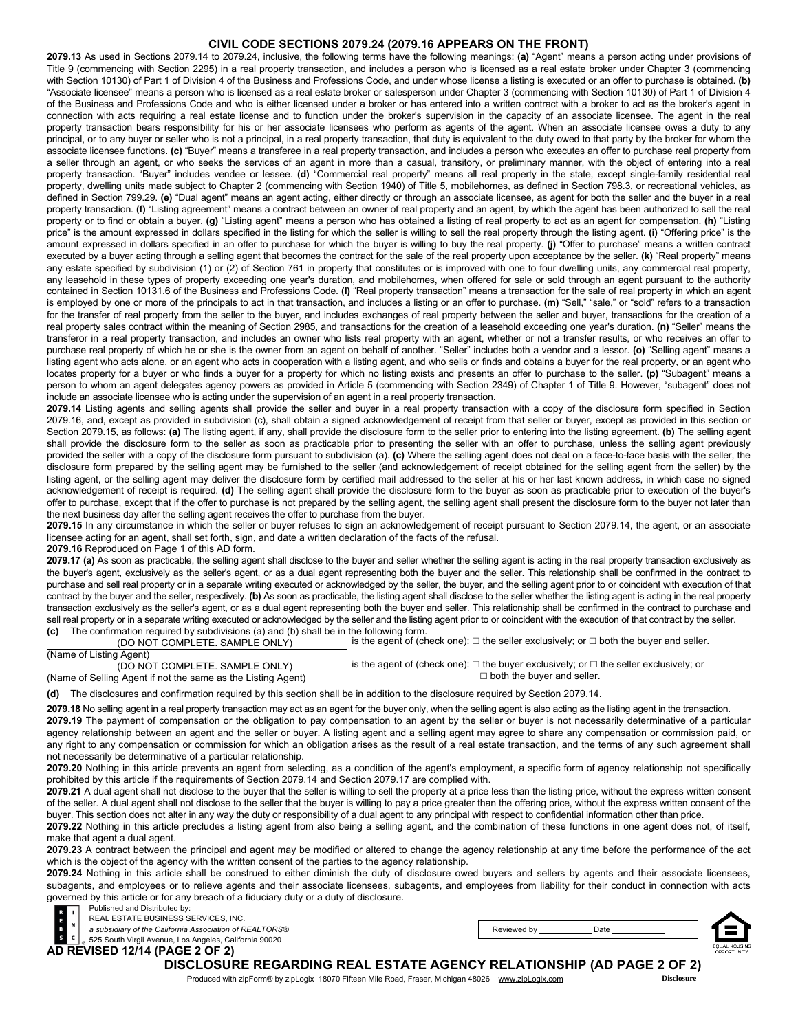## CIVIL CODE SECTIONS 2079.24 (2079.16 APPEARS ON THE FRONT)

**2079.13** As used in Sections 2079.14 to 2079.24, inclusive, the following terms have the following meanings: **(a)** "Agent" means a person acting under provisions of Title 9 (commencing with Section 2295) in a real property transaction, and includes a person who is licensed as a real estate broker under Chapter 3 (commencing with Section 10130) of Part 1 of Division 4 of the Business and Professions Code, and under whose license a listing is executed or an offer to purchase is obtained. **(b)** "Associate licensee" means a person who is licensed as a real estate broker or salesperson under Chapter 3 (commencing with Section 10130) of Part 1 of Division 4 of the Business and Professions Code and who is either licensed under a broker or has entered into a written contract with a broker to act as the broker's agent in connection with acts requiring a real estate license and to function under the broker's supervision in the capacity of an associate licensee. The agent in the real property transaction bears responsibility for his or her associate licensees who perform as agents of the agent. When an associate licensee owes a duty to any principal, or to any buyer or seller who is not a principal, in a real property transaction, that duty is equivalent to the duty owed to that party by the broker for whom the associate licensee functions. **(c)** "Buyer" means a transferee in a real property transaction, and includes a person who executes an offer to purchase real property from a seller through an agent, or who seeks the services of an agent in more than a casual, transitory, or preliminary manner, with the object of entering into a real property transaction. "Buyer" includes vendee or lessee. **(d)** "Commercial real property" means all real property in the state, except single-family residential real property, dwelling units made subject to Chapter 2 (commencing with Section 1940) of Title 5, mobilehomes, as defined in Section 798.3, or recreational vehicles, as defined in Section 799.29. **(e)** "Dual agent" means an agent acting, either directly or through an associate licensee, as agent for both the seller and the buyer in a real property transaction. **(f)** "Listing agreement" means a contract between an owner of real property and an agent, by which the agent has been authorized to sell the real property or to find or obtain a buyer. **(g)** "Listing agent" means a person who has obtained a listing of real property to act as an agent for compensation. **(h)** "Listing price" is the amount expressed in dollars specified in the listing for which the seller is willing to sell the real property through the listing agent. **(i)** "Offering price" is the amount expressed in dollars specified in an offer to purchase for which the buyer is willing to buy the real property. **(j)** "Offer to purchase" means a written contract executed by a buyer acting through a selling agent that becomes the contract for the sale of the real property upon acceptance by the seller. **(k)** "Real property" means any estate specified by subdivision (1) or (2) of Section 761 in property that constitutes or is improved with one to four dwelling units, any commercial real property, any leasehold in these types of property exceeding one year's duration, and mobilehomes, when offered for sale or sold through an agent pursuant to the authority contained in Section 10131.6 of the Business and Professions Code. **(l)** "Real property transaction" means a transaction for the sale of real property in which an agent is employed by one or more of the principals to act in that transaction, and includes a listing or an offer to purchase. **(m)** "Sell," "sale," or "sold" refers to a transaction for the transfer of real property from the seller to the buyer, and includes exchanges of real property between the seller and buyer, transactions for the creation of a real property sales contract within the meaning of Section 2985, and transactions for the creation of a leasehold exceeding one year's duration. **(n)** "Seller" means the transferor in a real property transaction, and includes an owner who lists real property with an agent, whether or not a transfer results, or who receives an offer to purchase real property of which he or she is the owner from an agent on behalf of another. "Seller" includes both a vendor and a lessor. **(o)** "Selling agent" means a listing agent who acts alone, or an agent who acts in cooperation with a listing agent, and who sells or finds and obtains a buyer for the real property, or an agent who locates property for a buyer or who finds a buyer for a property for which no listing exists and presents an offer to purchase to the seller. **(p)** "Subagent" means a person to whom an agent delegates agency powers as provided in Article 5 (commencing with Section 2349) of Chapter 1 of Title 9. However, "subagent" does not include an associate licensee who is acting under the supervision of an agent in a real property transaction.

**2079.14** Listing agents and selling agents shall provide the seller and buyer in a real property transaction with a copy of the disclosure form specified in Section 2079.16, and, except as provided in subdivision (c), shall obtain a signed acknowledgement of receipt from that seller or buyer, except as provided in this section or Section 2079.15, as follows: **(a)** The listing agent, if any, shall provide the disclosure form to the seller prior to entering into the listing agreement. **(b)** The selling agent shall provide the disclosure form to the seller as soon as practicable prior to presenting the seller with an offer to purchase, unless the selling agent previously provided the seller with a copy of the disclosure form pursuant to subdivision (a). **(c)** Where the selling agent does not deal on a face-to-face basis with the seller, the disclosure form prepared by the selling agent may be furnished to the seller (and acknowledgement of receipt obtained for the selling agent from the seller) by the listing agent, or the selling agent may deliver the disclosure form by certified mail addressed to the seller at his or her last known address, in which case no signed acknowledgement of receipt is required. **(d)** The selling agent shall provide the disclosure form to the buyer as soon as practicable prior to execution of the buyer's offer to purchase, except that if the offer to purchase is not prepared by the selling agent, the selling agent shall present the disclosure form to the buyer not later than the next business day after the selling agent receives the offer to purchase from the buyer.

**2079.15** In any circumstance in which the seller or buyer refuses to sign an acknowledgement of receipt pursuant to Section 2079.14, the agent, or an associate licensee acting for an agent, shall set forth, sign, and date a written declaration of the facts of the refusal.

**2079.16** Reproduced on Page 1 of this AD form.

**2079.17 (a)** As soon as practicable, the selling agent shall disclose to the buyer and seller whether the selling agent is acting in the real property transaction exclusively as the buyer's agent, exclusively as the seller's agent, or as a dual agent representing both the buyer and the seller. This relationship shall be confirmed in the contract to purchase and sell real property or in a separate writing executed or acknowledged by the seller, the buyer, and the selling agent prior to or coincident with execution of that contract by the buyer and the seller, respectively. **(b)** As soon as practicable, the listing agent shall disclose to the seller whether the listing agent is acting in the real property transaction exclusively as the seller's agent, or as a dual agent representing both the buyer and seller. This relationship shall be confirmed in the contract to purchase and sell real property or in a separate writing executed or acknowledged by the seller and the listing agent prior to or coincident with the execution of that contract by the seller.

**(c)** The confirmation required by subdivisions (a) and (b) shall be in the following form.

(DO NOT COMPLETE. SAMPLE ONLY) is the agent of (check one): ☐ the seller exclusively; or ☐ both the buyer and seller.
(Name of Listing Agent)

(DO NOT COMPLETE. SAMPLE ONLY) is the agent of (check one): ☐ the buyer exclusively; or ☐ the seller exclusively; or ☐ both the buyer and seller.
(Name of Selling Agent if not the same as the Listing Agent)

**(d)** The disclosures and confirmation required by this section shall be in addition to the disclosure required by Section 2079.14.

**2079.18** No selling agent in a real property transaction may act as an agent for the buyer only, when the selling agent is also acting as the listing agent in the transaction.

**2079.19** The payment of compensation or the obligation to pay compensation to an agent by the seller or buyer is not necessarily determinative of a particular agency relationship between an agent and the seller or buyer. A listing agent and a selling agent may agree to share any compensation or commission paid, or any right to any compensation or commission for which an obligation arises as the result of a real estate transaction, and the terms of any such agreement shall not necessarily be determinative of a particular relationship.

**2079.20** Nothing in this article prevents an agent from selecting, as a condition of the agent's employment, a specific form of agency relationship not specifically prohibited by this article if the requirements of Section 2079.14 and Section 2079.17 are complied with.

**2079.21** A dual agent shall not disclose to the buyer that the seller is willing to sell the property at a price less than the listing price, without the express written consent of the seller. A dual agent shall not disclose to the seller that the buyer is willing to pay a price greater than the offering price, without the express written consent of the buyer. This section does not alter in any way the duty or responsibility of a dual agent to any principal with respect to confidential information other than price.

**2079.22** Nothing in this article precludes a listing agent from also being a selling agent, and the combination of these functions in one agent does not, of itself, make that agent a dual agent.

**2079.23** A contract between the principal and agent may be modified or altered to change the agency relationship at any time before the performance of the act which is the object of the agency with the written consent of the parties to the agency relationship.

**2079.24** Nothing in this article shall be construed to either diminish the duty of disclosure owed buyers and sellers by agents and their associate licensees, subagents, and employees or to relieve agents and their associate licensees, subagents, and employees from liability for their conduct in connection with acts governed by this article or for any breach of a fiduciary duty or a duty of disclosure.

Published and Distributed by:
REAL ESTATE BUSINESS SERVICES, INC.
*a subsidiary of the California Association of REALTORS®*
525 South Virgil Avenue, Los Angeles, California 90020

Reviewed by ____________ Date ____________

AD REVISED 12/14 (PAGE 2 OF 2)

**DISCLOSURE REGARDING REAL ESTATE AGENCY RELATIONSHIP (AD PAGE 2 OF 2)**

Produced with zipForm® by zipLogix 18070 Fifteen Mile Road, Fraser, Michigan 48026 www.zipLogix.com Disclosure